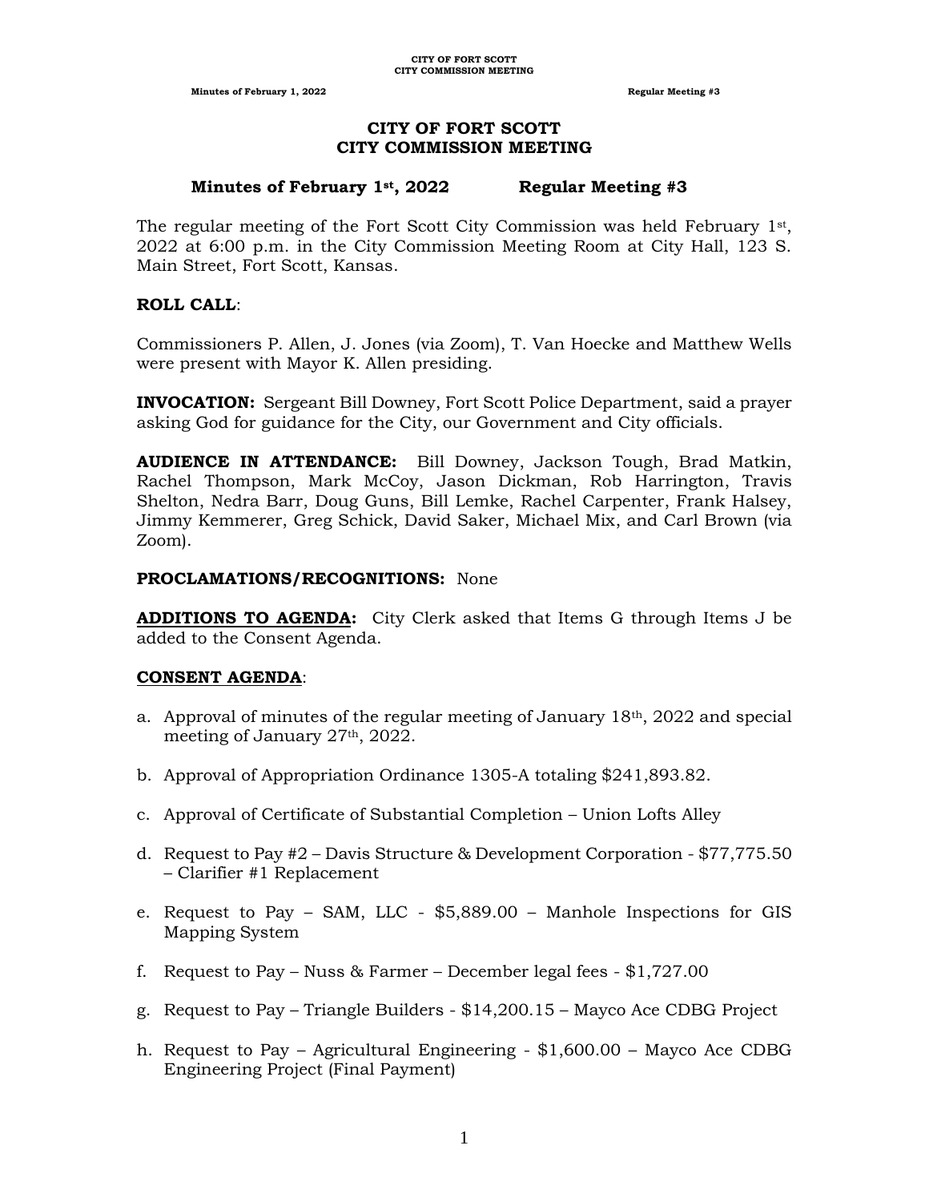# CITY OF FORT SCOTT
# CITY COMMISSION MEETING

### Minutes of February 1st, 2022 Regular Meeting #3

The regular meeting of the Fort Scott City Commission was held February 1st, 2022 at 6:00 p.m. in the City Commission Meeting Room at City Hall, 123 S. Main Street, Fort Scott, Kansas.

**ROLL CALL**:

Commissioners P. Allen, J. Jones (via Zoom), T. Van Hoecke and Matthew Wells were present with Mayor K. Allen presiding.

**INVOCATION:** Sergeant Bill Downey, Fort Scott Police Department, said a prayer asking God for guidance for the City, our Government and City officials.

**AUDIENCE IN ATTENDANCE:** Bill Downey, Jackson Tough, Brad Matkin, Rachel Thompson, Mark McCoy, Jason Dickman, Rob Harrington, Travis Shelton, Nedra Barr, Doug Guns, Bill Lemke, Rachel Carpenter, Frank Halsey, Jimmy Kemmerer, Greg Schick, David Saker, Michael Mix, and Carl Brown (via Zoom).

**PROCLAMATIONS/RECOGNITIONS:** None

**ADDITIONS TO AGENDA:** City Clerk asked that Items G through Items J be added to the Consent Agenda.

**CONSENT AGENDA**:

a. Approval of minutes of the regular meeting of January 18th, 2022 and special meeting of January 27th, 2022.

b. Approval of Appropriation Ordinance 1305-A totaling $241,893.82.

c. Approval of Certificate of Substantial Completion – Union Lofts Alley

d. Request to Pay #2 – Davis Structure & Development Corporation - $77,775.50 – Clarifier #1 Replacement

e. Request to Pay – SAM, LLC - $5,889.00 – Manhole Inspections for GIS Mapping System

f. Request to Pay – Nuss & Farmer – December legal fees - $1,727.00

g. Request to Pay – Triangle Builders - $14,200.15 – Mayco Ace CDBG Project

h. Request to Pay – Agricultural Engineering - $1,600.00 – Mayco Ace CDBG Engineering Project (Final Payment)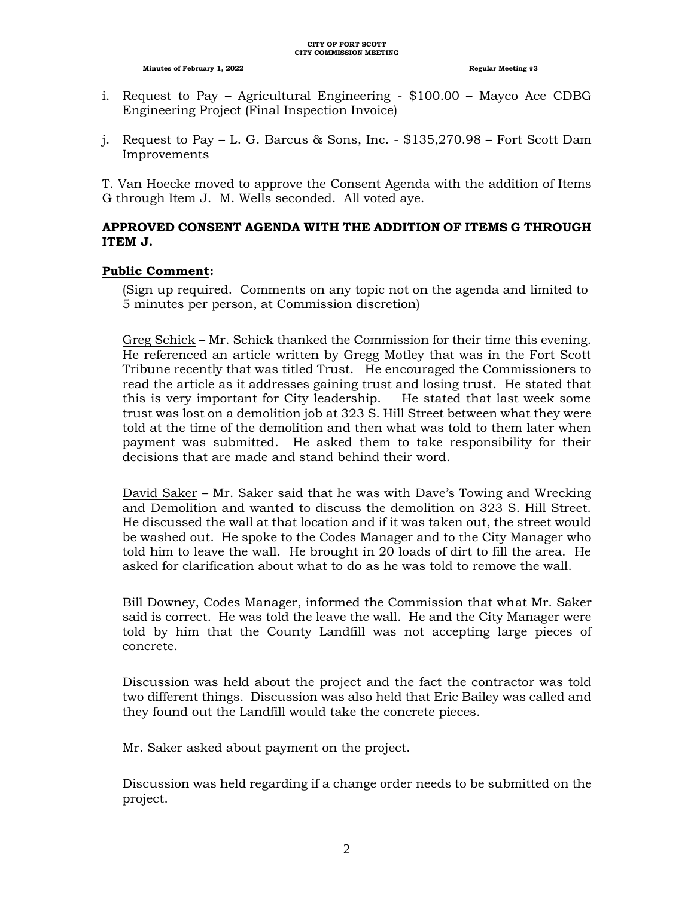i. Request to Pay – Agricultural Engineering - $100.00 – Mayco Ace CDBG Engineering Project (Final Inspection Invoice)

j. Request to Pay – L. G. Barcus & Sons, Inc. - $135,270.98 – Fort Scott Dam Improvements

T. Van Hoecke moved to approve the Consent Agenda with the addition of Items G through Item J. M. Wells seconded. All voted aye.

**APPROVED CONSENT AGENDA WITH THE ADDITION OF ITEMS G THROUGH ITEM J.**

**Public Comment:**

(Sign up required. Comments on any topic not on the agenda and limited to 5 minutes per person, at Commission discretion)

Greg Schick – Mr. Schick thanked the Commission for their time this evening. He referenced an article written by Gregg Motley that was in the Fort Scott Tribune recently that was titled Trust. He encouraged the Commissioners to read the article as it addresses gaining trust and losing trust. He stated that this is very important for City leadership. He stated that last week some trust was lost on a demolition job at 323 S. Hill Street between what they were told at the time of the demolition and then what was told to them later when payment was submitted. He asked them to take responsibility for their decisions that are made and stand behind their word.

David Saker – Mr. Saker said that he was with Dave's Towing and Wrecking and Demolition and wanted to discuss the demolition on 323 S. Hill Street. He discussed the wall at that location and if it was taken out, the street would be washed out. He spoke to the Codes Manager and to the City Manager who told him to leave the wall. He brought in 20 loads of dirt to fill the area. He asked for clarification about what to do as he was told to remove the wall.

Bill Downey, Codes Manager, informed the Commission that what Mr. Saker said is correct. He was told the leave the wall. He and the City Manager were told by him that the County Landfill was not accepting large pieces of concrete.

Discussion was held about the project and the fact the contractor was told two different things. Discussion was also held that Eric Bailey was called and they found out the Landfill would take the concrete pieces.

Mr. Saker asked about payment on the project.

Discussion was held regarding if a change order needs to be submitted on the project.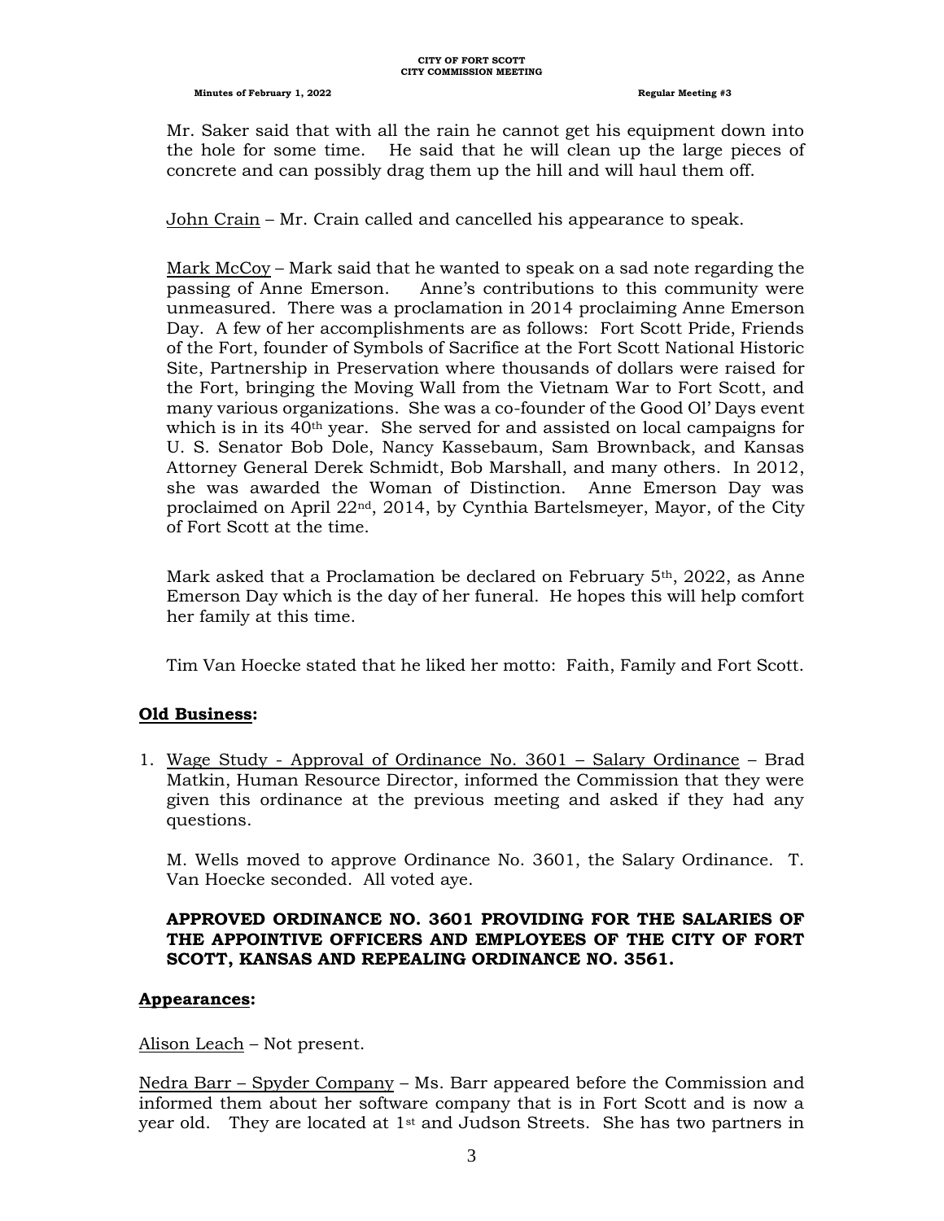Mr. Saker said that with all the rain he cannot get his equipment down into the hole for some time. He said that he will clean up the large pieces of concrete and can possibly drag them up the hill and will haul them off.

John Crain – Mr. Crain called and cancelled his appearance to speak.

Mark McCoy – Mark said that he wanted to speak on a sad note regarding the passing of Anne Emerson. Anne's contributions to this community were unmeasured. There was a proclamation in 2014 proclaiming Anne Emerson Day. A few of her accomplishments are as follows: Fort Scott Pride, Friends of the Fort, founder of Symbols of Sacrifice at the Fort Scott National Historic Site, Partnership in Preservation where thousands of dollars were raised for the Fort, bringing the Moving Wall from the Vietnam War to Fort Scott, and many various organizations. She was a co-founder of the Good Ol' Days event which is in its 40th year. She served for and assisted on local campaigns for U. S. Senator Bob Dole, Nancy Kassebaum, Sam Brownback, and Kansas Attorney General Derek Schmidt, Bob Marshall, and many others. In 2012, she was awarded the Woman of Distinction. Anne Emerson Day was proclaimed on April 22nd, 2014, by Cynthia Bartelsmeyer, Mayor, of the City of Fort Scott at the time.

Mark asked that a Proclamation be declared on February 5th, 2022, as Anne Emerson Day which is the day of her funeral. He hopes this will help comfort her family at this time.

Tim Van Hoecke stated that he liked her motto: Faith, Family and Fort Scott.

**Old Business:**

1. Wage Study - Approval of Ordinance No. 3601 – Salary Ordinance – Brad Matkin, Human Resource Director, informed the Commission that they were given this ordinance at the previous meeting and asked if they had any questions.

   M. Wells moved to approve Ordinance No. 3601, the Salary Ordinance. T. Van Hoecke seconded. All voted aye.

   **APPROVED ORDINANCE NO. 3601 PROVIDING FOR THE SALARIES OF THE APPOINTIVE OFFICERS AND EMPLOYEES OF THE CITY OF FORT SCOTT, KANSAS AND REPEALING ORDINANCE NO. 3561.**

**Appearances:**

Alison Leach – Not present.

Nedra Barr – Spyder Company – Ms. Barr appeared before the Commission and informed them about her software company that is in Fort Scott and is now a year old. They are located at 1st and Judson Streets. She has two partners in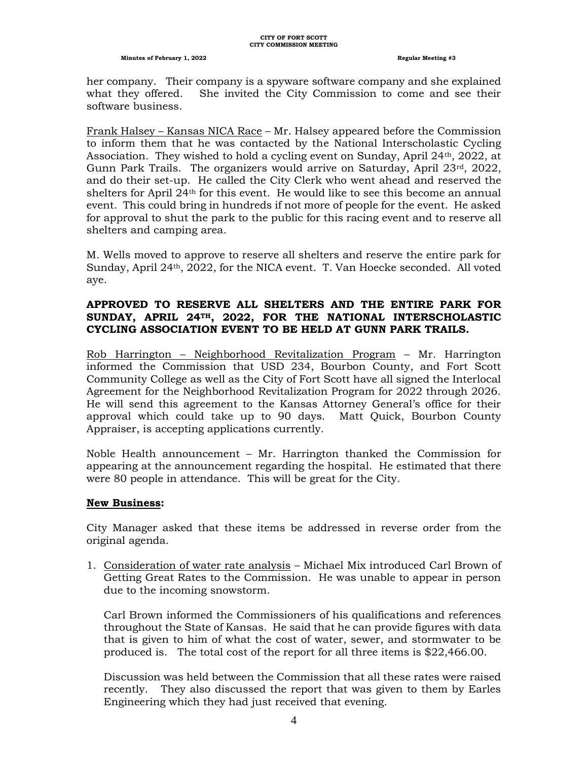her company. Their company is a spyware software company and she explained what they offered. She invited the City Commission to come and see their software business.

Frank Halsey – Kansas NICA Race – Mr. Halsey appeared before the Commission to inform them that he was contacted by the National Interscholastic Cycling Association. They wished to hold a cycling event on Sunday, April 24th, 2022, at Gunn Park Trails. The organizers would arrive on Saturday, April 23rd, 2022, and do their set-up. He called the City Clerk who went ahead and reserved the shelters for April 24th for this event. He would like to see this become an annual event. This could bring in hundreds if not more of people for the event. He asked for approval to shut the park to the public for this racing event and to reserve all shelters and camping area.

M. Wells moved to approve to reserve all shelters and reserve the entire park for Sunday, April 24th, 2022, for the NICA event. T. Van Hoecke seconded. All voted aye.

**APPROVED TO RESERVE ALL SHELTERS AND THE ENTIRE PARK FOR SUNDAY, APRIL 24TH, 2022, FOR THE NATIONAL INTERSCHOLASTIC CYCLING ASSOCIATION EVENT TO BE HELD AT GUNN PARK TRAILS.**

Rob Harrington – Neighborhood Revitalization Program – Mr. Harrington informed the Commission that USD 234, Bourbon County, and Fort Scott Community College as well as the City of Fort Scott have all signed the Interlocal Agreement for the Neighborhood Revitalization Program for 2022 through 2026. He will send this agreement to the Kansas Attorney General's office for their approval which could take up to 90 days. Matt Quick, Bourbon County Appraiser, is accepting applications currently.

Noble Health announcement – Mr. Harrington thanked the Commission for appearing at the announcement regarding the hospital. He estimated that there were 80 people in attendance. This will be great for the City.

**New Business:**

City Manager asked that these items be addressed in reverse order from the original agenda.

1. Consideration of water rate analysis – Michael Mix introduced Carl Brown of Getting Great Rates to the Commission. He was unable to appear in person due to the incoming snowstorm.

   Carl Brown informed the Commissioners of his qualifications and references throughout the State of Kansas. He said that he can provide figures with data that is given to him of what the cost of water, sewer, and stormwater to be produced is. The total cost of the report for all three items is $22,466.00.

   Discussion was held between the Commission that all these rates were raised recently. They also discussed the report that was given to them by Earles Engineering which they had just received that evening.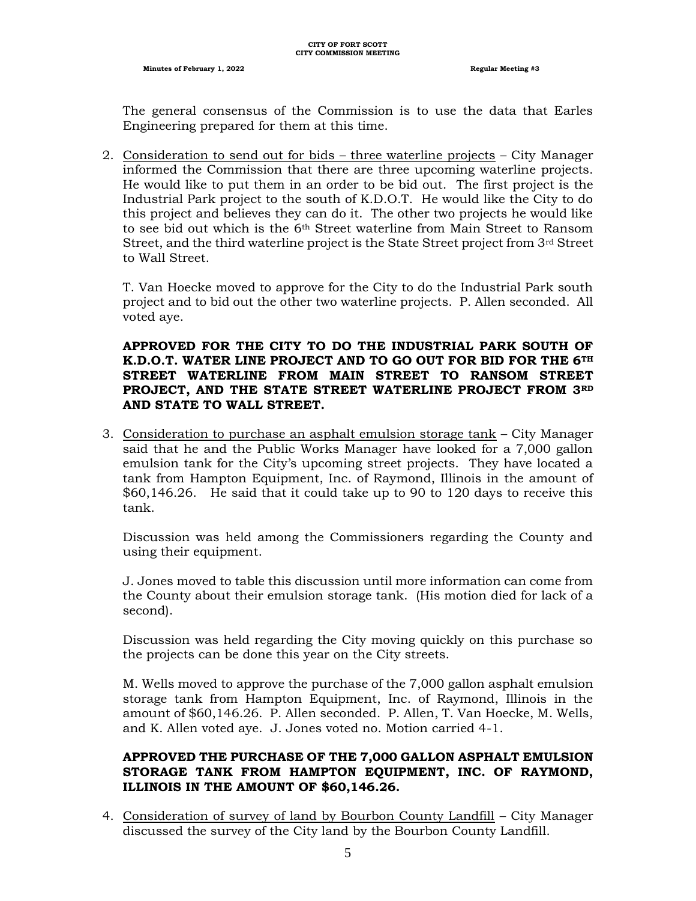The general consensus of the Commission is to use the data that Earles Engineering prepared for them at this time.

2. Consideration to send out for bids – three waterline projects – City Manager informed the Commission that there are three upcoming waterline projects. He would like to put them in an order to be bid out. The first project is the Industrial Park project to the south of K.D.O.T. He would like the City to do this project and believes they can do it. The other two projects he would like to see bid out which is the 6th Street waterline from Main Street to Ransom Street, and the third waterline project is the State Street project from 3rd Street to Wall Street.

   T. Van Hoecke moved to approve for the City to do the Industrial Park south project and to bid out the other two waterline projects. P. Allen seconded. All voted aye.

   **APPROVED FOR THE CITY TO DO THE INDUSTRIAL PARK SOUTH OF K.D.O.T. WATER LINE PROJECT AND TO GO OUT FOR BID FOR THE 6TH STREET WATERLINE FROM MAIN STREET TO RANSOM STREET PROJECT, AND THE STATE STREET WATERLINE PROJECT FROM 3RD AND STATE TO WALL STREET.**

3. Consideration to purchase an asphalt emulsion storage tank – City Manager said that he and the Public Works Manager have looked for a 7,000 gallon emulsion tank for the City's upcoming street projects. They have located a tank from Hampton Equipment, Inc. of Raymond, Illinois in the amount of $60,146.26. He said that it could take up to 90 to 120 days to receive this tank.

   Discussion was held among the Commissioners regarding the County and using their equipment.

   J. Jones moved to table this discussion until more information can come from the County about their emulsion storage tank. (His motion died for lack of a second).

   Discussion was held regarding the City moving quickly on this purchase so the projects can be done this year on the City streets.

   M. Wells moved to approve the purchase of the 7,000 gallon asphalt emulsion storage tank from Hampton Equipment, Inc. of Raymond, Illinois in the amount of $60,146.26. P. Allen seconded. P. Allen, T. Van Hoecke, M. Wells, and K. Allen voted aye. J. Jones voted no. Motion carried 4-1.

   **APPROVED THE PURCHASE OF THE 7,000 GALLON ASPHALT EMULSION STORAGE TANK FROM HAMPTON EQUIPMENT, INC. OF RAYMOND, ILLINOIS IN THE AMOUNT OF $60,146.26.**

4. Consideration of survey of land by Bourbon County Landfill – City Manager discussed the survey of the City land by the Bourbon County Landfill.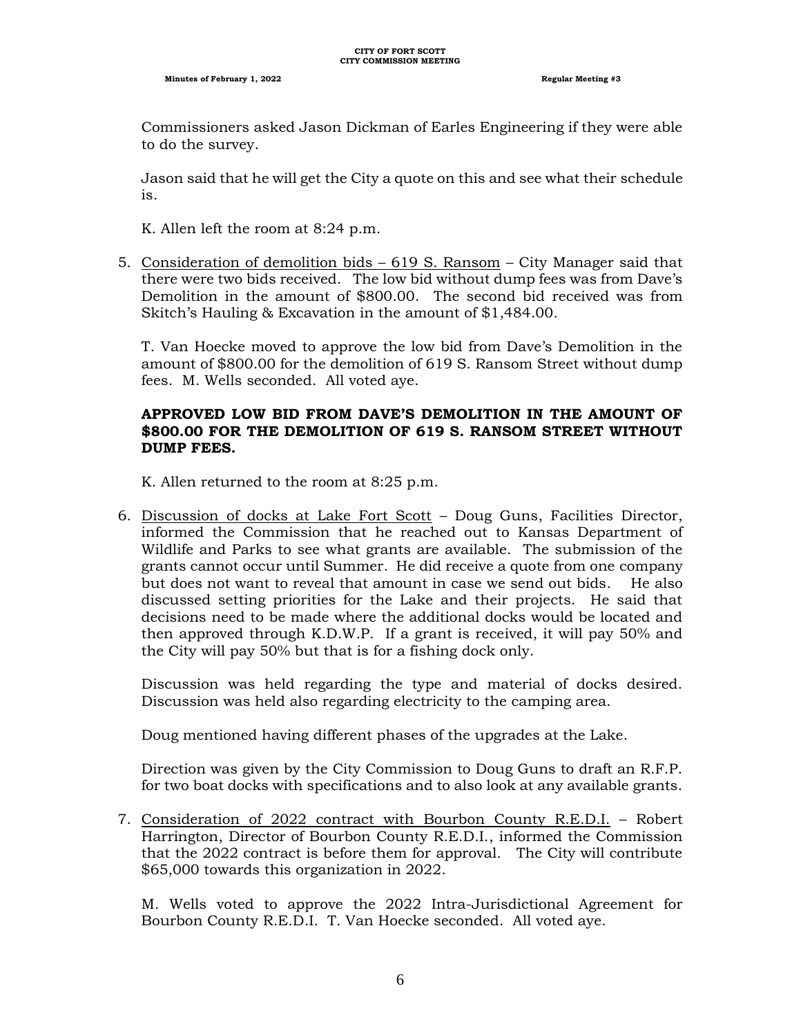Commissioners asked Jason Dickman of Earles Engineering if they were able to do the survey.

Jason said that he will get the City a quote on this and see what their schedule is.

K. Allen left the room at 8:24 p.m.

5. Consideration of demolition bids – 619 S. Ransom – City Manager said that there were two bids received. The low bid without dump fees was from Dave's Demolition in the amount of $800.00. The second bid received was from Skitch's Hauling & Excavation in the amount of $1,484.00.

   T. Van Hoecke moved to approve the low bid from Dave's Demolition in the amount of $800.00 for the demolition of 619 S. Ransom Street without dump fees. M. Wells seconded. All voted aye.

   **APPROVED LOW BID FROM DAVE'S DEMOLITION IN THE AMOUNT OF $800.00 FOR THE DEMOLITION OF 619 S. RANSOM STREET WITHOUT DUMP FEES.**

   K. Allen returned to the room at 8:25 p.m.

6. Discussion of docks at Lake Fort Scott – Doug Guns, Facilities Director, informed the Commission that he reached out to Kansas Department of Wildlife and Parks to see what grants are available. The submission of the grants cannot occur until Summer. He did receive a quote from one company but does not want to reveal that amount in case we send out bids. He also discussed setting priorities for the Lake and their projects. He said that decisions need to be made where the additional docks would be located and then approved through K.D.W.P. If a grant is received, it will pay 50% and the City will pay 50% but that is for a fishing dock only.

   Discussion was held regarding the type and material of docks desired. Discussion was held also regarding electricity to the camping area.

   Doug mentioned having different phases of the upgrades at the Lake.

   Direction was given by the City Commission to Doug Guns to draft an R.F.P. for two boat docks with specifications and to also look at any available grants.

7. Consideration of 2022 contract with Bourbon County R.E.D.I. – Robert Harrington, Director of Bourbon County R.E.D.I., informed the Commission that the 2022 contract is before them for approval. The City will contribute $65,000 towards this organization in 2022.

   M. Wells voted to approve the 2022 Intra-Jurisdictional Agreement for Bourbon County R.E.D.I. T. Van Hoecke seconded. All voted aye.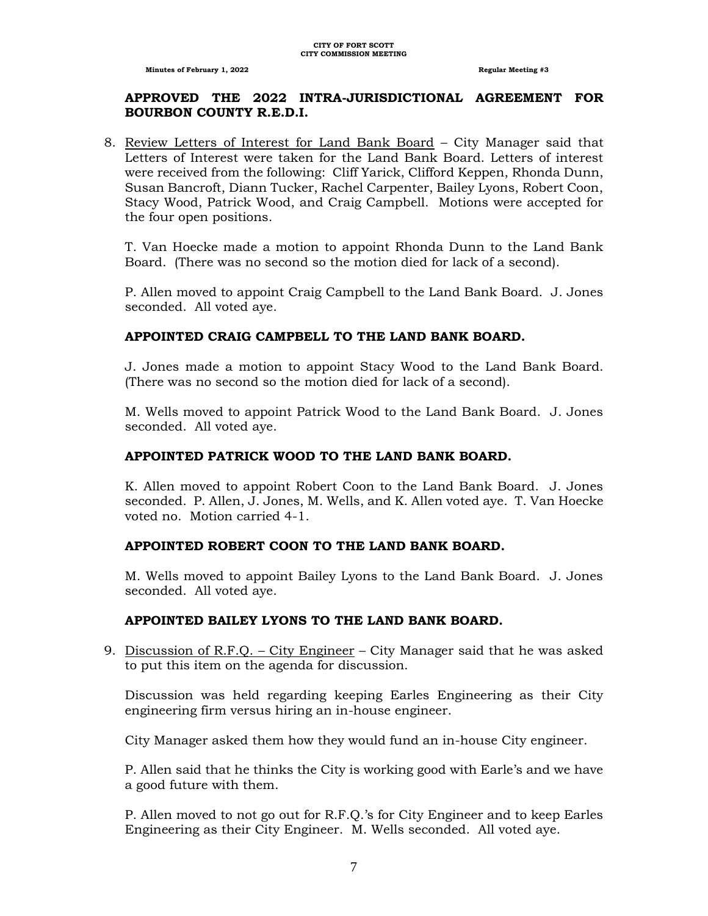**APPROVED THE 2022 INTRA-JURISDICTIONAL AGREEMENT FOR BOURBON COUNTY R.E.D.I.**

8. Review Letters of Interest for Land Bank Board – City Manager said that Letters of Interest were taken for the Land Bank Board. Letters of interest were received from the following: Cliff Yarick, Clifford Keppen, Rhonda Dunn, Susan Bancroft, Diann Tucker, Rachel Carpenter, Bailey Lyons, Robert Coon, Stacy Wood, Patrick Wood, and Craig Campbell. Motions were accepted for the four open positions.

   T. Van Hoecke made a motion to appoint Rhonda Dunn to the Land Bank Board. (There was no second so the motion died for lack of a second).

   P. Allen moved to appoint Craig Campbell to the Land Bank Board. J. Jones seconded. All voted aye.

   **APPOINTED CRAIG CAMPBELL TO THE LAND BANK BOARD.**

   J. Jones made a motion to appoint Stacy Wood to the Land Bank Board. (There was no second so the motion died for lack of a second).

   M. Wells moved to appoint Patrick Wood to the Land Bank Board. J. Jones seconded. All voted aye.

   **APPOINTED PATRICK WOOD TO THE LAND BANK BOARD.**

   K. Allen moved to appoint Robert Coon to the Land Bank Board. J. Jones seconded. P. Allen, J. Jones, M. Wells, and K. Allen voted aye. T. Van Hoecke voted no. Motion carried 4-1.

   **APPOINTED ROBERT COON TO THE LAND BANK BOARD.**

   M. Wells moved to appoint Bailey Lyons to the Land Bank Board. J. Jones seconded. All voted aye.

   **APPOINTED BAILEY LYONS TO THE LAND BANK BOARD.**

9. Discussion of R.F.Q. – City Engineer – City Manager said that he was asked to put this item on the agenda for discussion.

   Discussion was held regarding keeping Earles Engineering as their City engineering firm versus hiring an in-house engineer.

   City Manager asked them how they would fund an in-house City engineer.

   P. Allen said that he thinks the City is working good with Earle's and we have a good future with them.

   P. Allen moved to not go out for R.F.Q.'s for City Engineer and to keep Earles Engineering as their City Engineer. M. Wells seconded. All voted aye.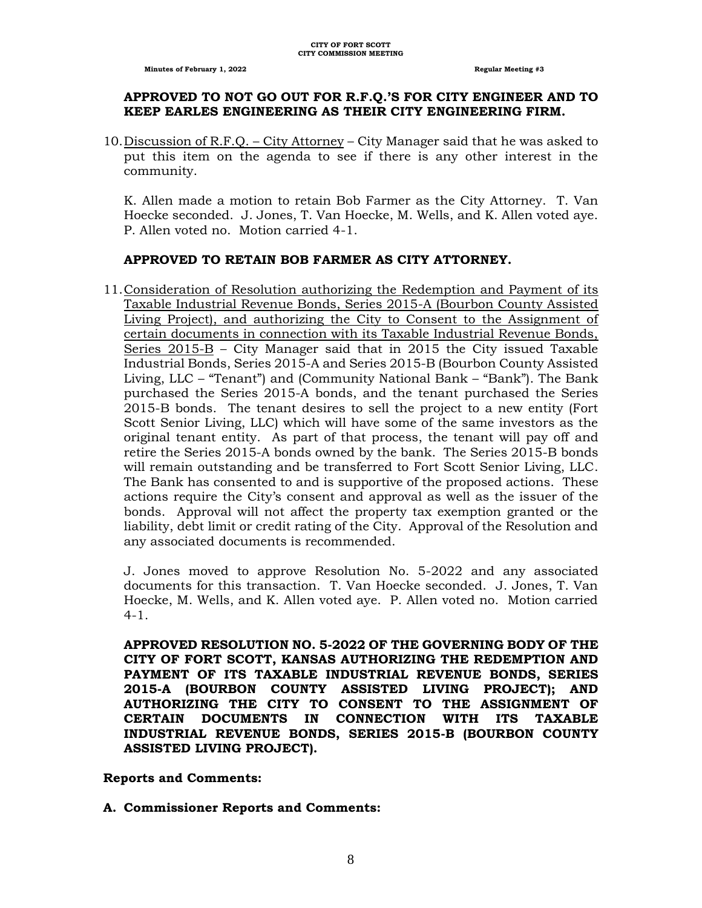**APPROVED TO NOT GO OUT FOR R.F.Q.'S FOR CITY ENGINEER AND TO KEEP EARLES ENGINEERING AS THEIR CITY ENGINEERING FIRM.**

10. Discussion of R.F.Q. – City Attorney – City Manager said that he was asked to put this item on the agenda to see if there is any other interest in the community.

    K. Allen made a motion to retain Bob Farmer as the City Attorney. T. Van Hoecke seconded. J. Jones, T. Van Hoecke, M. Wells, and K. Allen voted aye. P. Allen voted no. Motion carried 4-1.

    **APPROVED TO RETAIN BOB FARMER AS CITY ATTORNEY.**

11. Consideration of Resolution authorizing the Redemption and Payment of its Taxable Industrial Revenue Bonds, Series 2015-A (Bourbon County Assisted Living Project), and authorizing the City to Consent to the Assignment of certain documents in connection with its Taxable Industrial Revenue Bonds, Series 2015-B – City Manager said that in 2015 the City issued Taxable Industrial Bonds, Series 2015-A and Series 2015-B (Bourbon County Assisted Living, LLC – "Tenant") and (Community National Bank – "Bank"). The Bank purchased the Series 2015-A bonds, and the tenant purchased the Series 2015-B bonds. The tenant desires to sell the project to a new entity (Fort Scott Senior Living, LLC) which will have some of the same investors as the original tenant entity. As part of that process, the tenant will pay off and retire the Series 2015-A bonds owned by the bank. The Series 2015-B bonds will remain outstanding and be transferred to Fort Scott Senior Living, LLC. The Bank has consented to and is supportive of the proposed actions. These actions require the City's consent and approval as well as the issuer of the bonds. Approval will not affect the property tax exemption granted or the liability, debt limit or credit rating of the City. Approval of the Resolution and any associated documents is recommended.

    J. Jones moved to approve Resolution No. 5-2022 and any associated documents for this transaction. T. Van Hoecke seconded. J. Jones, T. Van Hoecke, M. Wells, and K. Allen voted aye. P. Allen voted no. Motion carried 4-1.

    **APPROVED RESOLUTION NO. 5-2022 OF THE GOVERNING BODY OF THE CITY OF FORT SCOTT, KANSAS AUTHORIZING THE REDEMPTION AND PAYMENT OF ITS TAXABLE INDUSTRIAL REVENUE BONDS, SERIES 2015-A (BOURBON COUNTY ASSISTED LIVING PROJECT); AND AUTHORIZING THE CITY TO CONSENT TO THE ASSIGNMENT OF CERTAIN DOCUMENTS IN CONNECTION WITH ITS TAXABLE INDUSTRIAL REVENUE BONDS, SERIES 2015-B (BOURBON COUNTY ASSISTED LIVING PROJECT).**

**Reports and Comments:**

**A. Commissioner Reports and Comments:**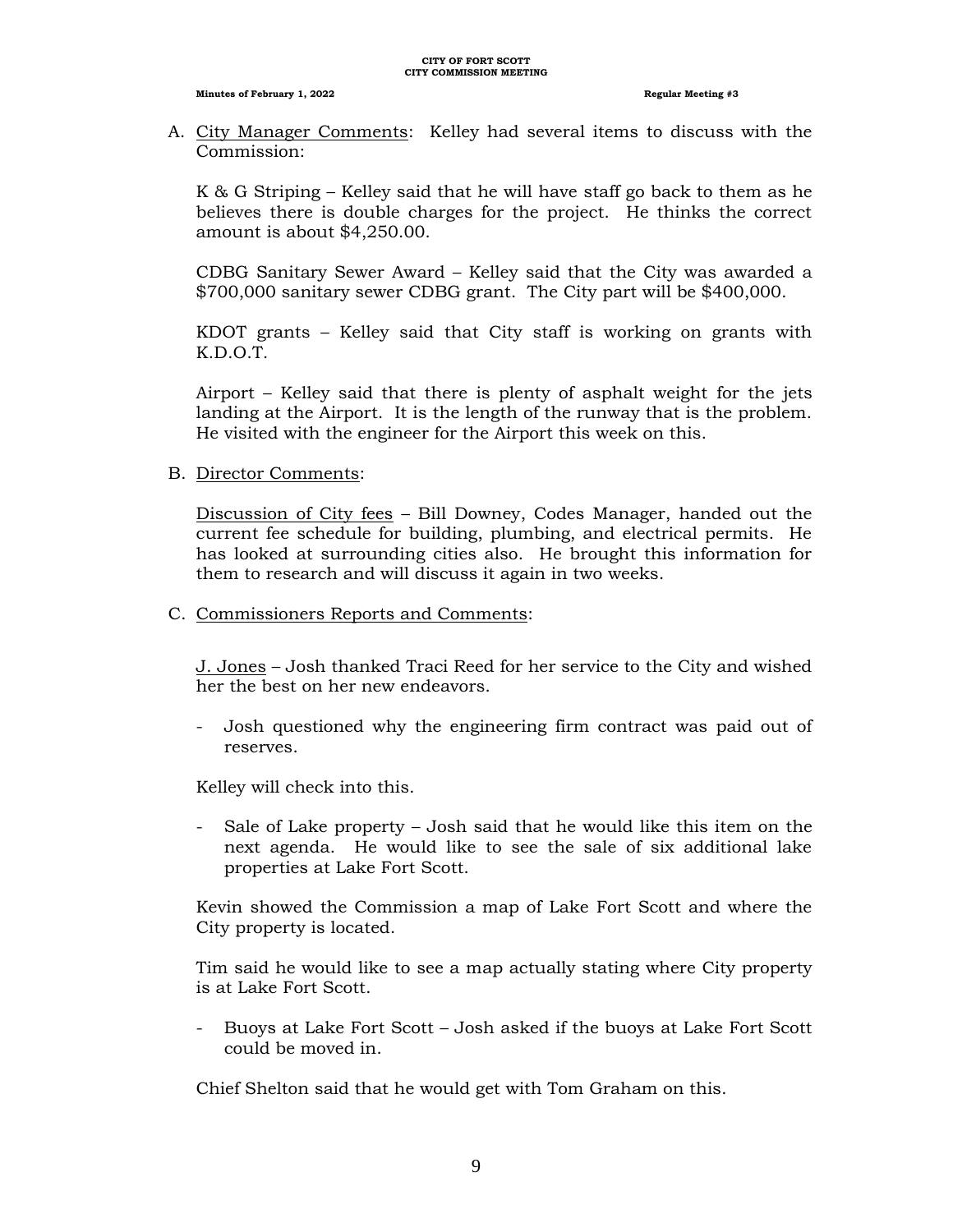A. <u>City Manager Comments</u>: Kelley had several items to discuss with the Commission:

   K & G Striping – Kelley said that he will have staff go back to them as he believes there is double charges for the project. He thinks the correct amount is about $4,250.00.

   CDBG Sanitary Sewer Award – Kelley said that the City was awarded a $700,000 sanitary sewer CDBG grant. The City part will be $400,000.

   KDOT grants – Kelley said that City staff is working on grants with K.D.O.T.

   Airport – Kelley said that there is plenty of asphalt weight for the jets landing at the Airport. It is the length of the runway that is the problem. He visited with the engineer for the Airport this week on this.

B. <u>Director Comments</u>:

   <u>Discussion of City fees</u> – Bill Downey, Codes Manager, handed out the current fee schedule for building, plumbing, and electrical permits. He has looked at surrounding cities also. He brought this information for them to research and will discuss it again in two weeks.

C. <u>Commissioners Reports and Comments</u>:

   <u>J. Jones</u> – Josh thanked Traci Reed for her service to the City and wished her the best on her new endeavors.

   - Josh questioned why the engineering firm contract was paid out of reserves.

   Kelley will check into this.

   - Sale of Lake property – Josh said that he would like this item on the next agenda. He would like to see the sale of six additional lake properties at Lake Fort Scott.

   Kevin showed the Commission a map of Lake Fort Scott and where the City property is located.

   Tim said he would like to see a map actually stating where City property is at Lake Fort Scott.

   - Buoys at Lake Fort Scott – Josh asked if the buoys at Lake Fort Scott could be moved in.

   Chief Shelton said that he would get with Tom Graham on this.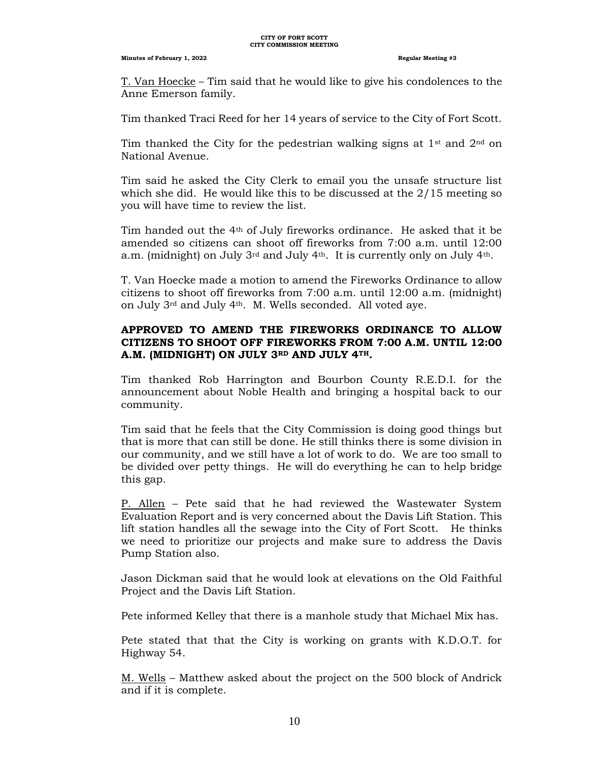T. Van Hoecke – Tim said that he would like to give his condolences to the Anne Emerson family.

Tim thanked Traci Reed for her 14 years of service to the City of Fort Scott.

Tim thanked the City for the pedestrian walking signs at 1st and 2nd on National Avenue.

Tim said he asked the City Clerk to email you the unsafe structure list which she did. He would like this to be discussed at the 2/15 meeting so you will have time to review the list.

Tim handed out the 4th of July fireworks ordinance. He asked that it be amended so citizens can shoot off fireworks from 7:00 a.m. until 12:00 a.m. (midnight) on July 3rd and July 4th. It is currently only on July 4th.

T. Van Hoecke made a motion to amend the Fireworks Ordinance to allow citizens to shoot off fireworks from 7:00 a.m. until 12:00 a.m. (midnight) on July 3rd and July 4th. M. Wells seconded. All voted aye.

**APPROVED TO AMEND THE FIREWORKS ORDINANCE TO ALLOW CITIZENS TO SHOOT OFF FIREWORKS FROM 7:00 A.M. UNTIL 12:00 A.M. (MIDNIGHT) ON JULY 3RD AND JULY 4TH.**

Tim thanked Rob Harrington and Bourbon County R.E.D.I. for the announcement about Noble Health and bringing a hospital back to our community.

Tim said that he feels that the City Commission is doing good things but that is more that can still be done. He still thinks there is some division in our community, and we still have a lot of work to do. We are too small to be divided over petty things. He will do everything he can to help bridge this gap.

P. Allen – Pete said that he had reviewed the Wastewater System Evaluation Report and is very concerned about the Davis Lift Station. This lift station handles all the sewage into the City of Fort Scott. He thinks we need to prioritize our projects and make sure to address the Davis Pump Station also.

Jason Dickman said that he would look at elevations on the Old Faithful Project and the Davis Lift Station.

Pete informed Kelley that there is a manhole study that Michael Mix has.

Pete stated that that the City is working on grants with K.D.O.T. for Highway 54.

M. Wells – Matthew asked about the project on the 500 block of Andrick and if it is complete.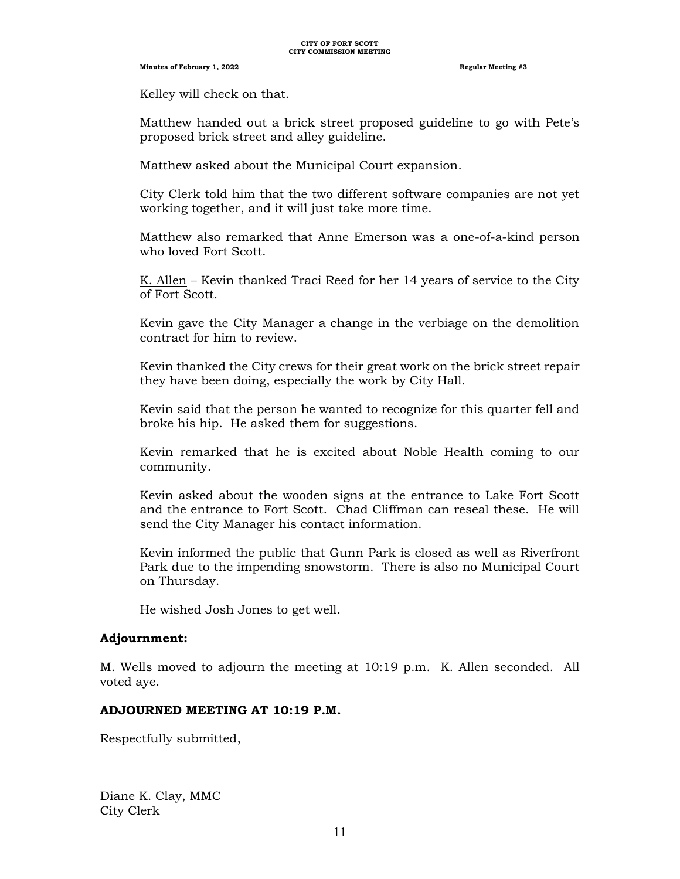Kelley will check on that.

Matthew handed out a brick street proposed guideline to go with Pete's proposed brick street and alley guideline.

Matthew asked about the Municipal Court expansion.

City Clerk told him that the two different software companies are not yet working together, and it will just take more time.

Matthew also remarked that Anne Emerson was a one-of-a-kind person who loved Fort Scott.

<u>K. Allen</u> – Kevin thanked Traci Reed for her 14 years of service to the City of Fort Scott.

Kevin gave the City Manager a change in the verbiage on the demolition contract for him to review.

Kevin thanked the City crews for their great work on the brick street repair they have been doing, especially the work by City Hall.

Kevin said that the person he wanted to recognize for this quarter fell and broke his hip. He asked them for suggestions.

Kevin remarked that he is excited about Noble Health coming to our community.

Kevin asked about the wooden signs at the entrance to Lake Fort Scott and the entrance to Fort Scott. Chad Cliffman can reseal these. He will send the City Manager his contact information.

Kevin informed the public that Gunn Park is closed as well as Riverfront Park due to the impending snowstorm. There is also no Municipal Court on Thursday.

He wished Josh Jones to get well.

**Adjournment:**

M. Wells moved to adjourn the meeting at 10:19 p.m. K. Allen seconded. All voted aye.

**ADJOURNED MEETING AT 10:19 P.M.**

Respectfully submitted,

Diane K. Clay, MMC
City Clerk